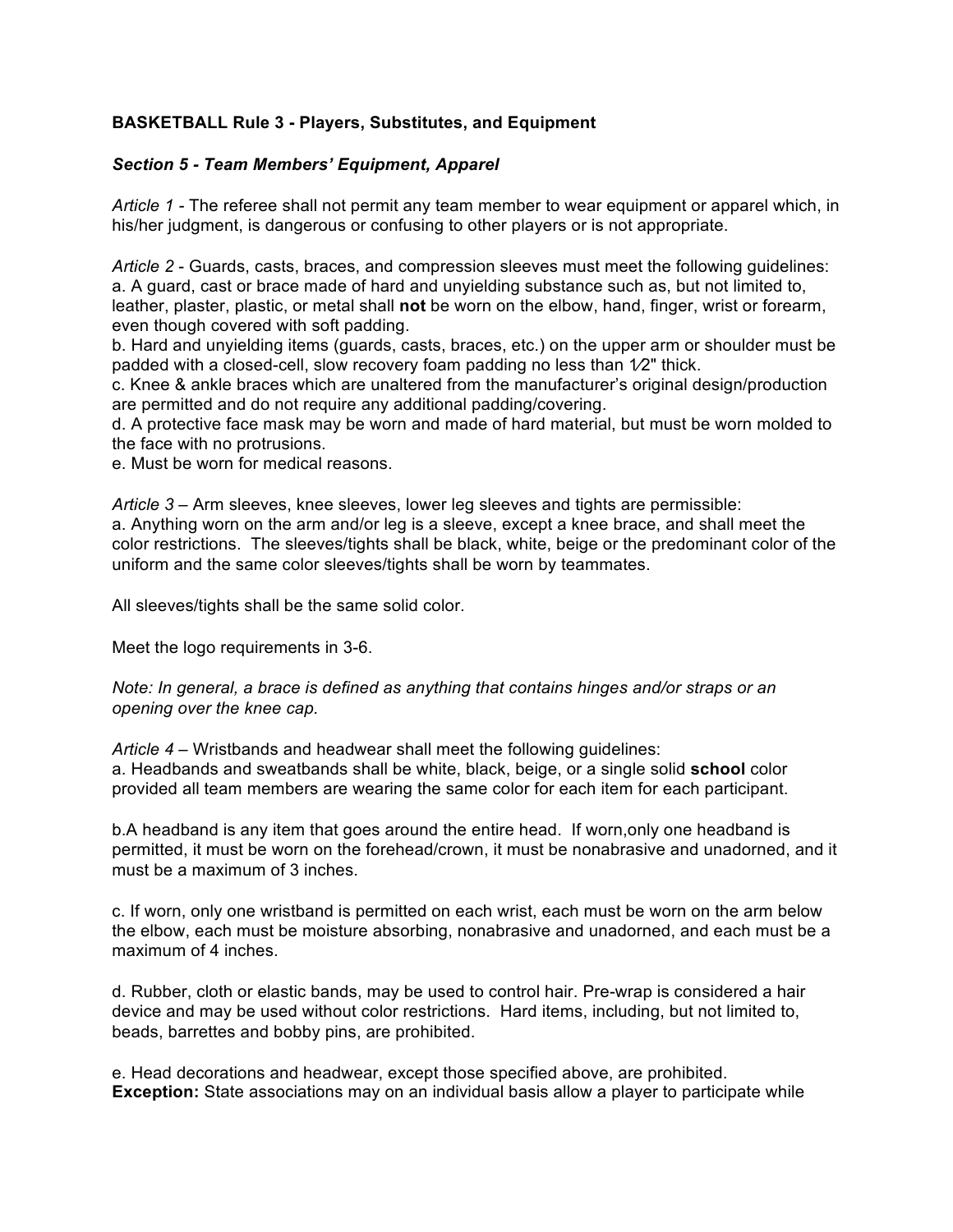**BASKETBALL Rule 3 - Players, Substitutes, and Equipment**

***Section 5 - Team Members' Equipment, Apparel***

*Article 1* - The referee shall not permit any team member to wear equipment or apparel which, in his/her judgment, is dangerous or confusing to other players or is not appropriate.

*Article 2* - Guards, casts, braces, and compression sleeves must meet the following guidelines:
a. A guard, cast or brace made of hard and unyielding substance such as, but not limited to, leather, plaster, plastic, or metal shall **not** be worn on the elbow, hand, finger, wrist or forearm, even though covered with soft padding.
b. Hard and unyielding items (guards, casts, braces, etc.) on the upper arm or shoulder must be padded with a closed-cell, slow recovery foam padding no less than ½" thick.
c. Knee & ankle braces which are unaltered from the manufacturer's original design/production are permitted and do not require any additional padding/covering.
d. A protective face mask may be worn and made of hard material, but must be worn molded to the face with no protrusions.
e. Must be worn for medical reasons.

*Article 3* – Arm sleeves, knee sleeves, lower leg sleeves and tights are permissible:
a. Anything worn on the arm and/or leg is a sleeve, except a knee brace, and shall meet the color restrictions. The sleeves/tights shall be black, white, beige or the predominant color of the uniform and the same color sleeves/tights shall be worn by teammates.

All sleeves/tights shall be the same solid color.

Meet the logo requirements in 3-6.

*Note: In general, a brace is defined as anything that contains hinges and/or straps or an opening over the knee cap.*

*Article 4* – Wristbands and headwear shall meet the following guidelines:
a. Headbands and sweatbands shall be white, black, beige, or a single solid **school** color provided all team members are wearing the same color for each item for each participant.

b.A headband is any item that goes around the entire head. If worn,only one headband is permitted, it must be worn on the forehead/crown, it must be nonabrasive and unadorned, and it must be a maximum of 3 inches.

c. If worn, only one wristband is permitted on each wrist, each must be worn on the arm below the elbow, each must be moisture absorbing, nonabrasive and unadorned, and each must be a maximum of 4 inches.

d. Rubber, cloth or elastic bands, may be used to control hair. Pre-wrap is considered a hair device and may be used without color restrictions. Hard items, including, but not limited to, beads, barrettes and bobby pins, are prohibited.

e. Head decorations and headwear, except those specified above, are prohibited.
**Exception:** State associations may on an individual basis allow a player to participate while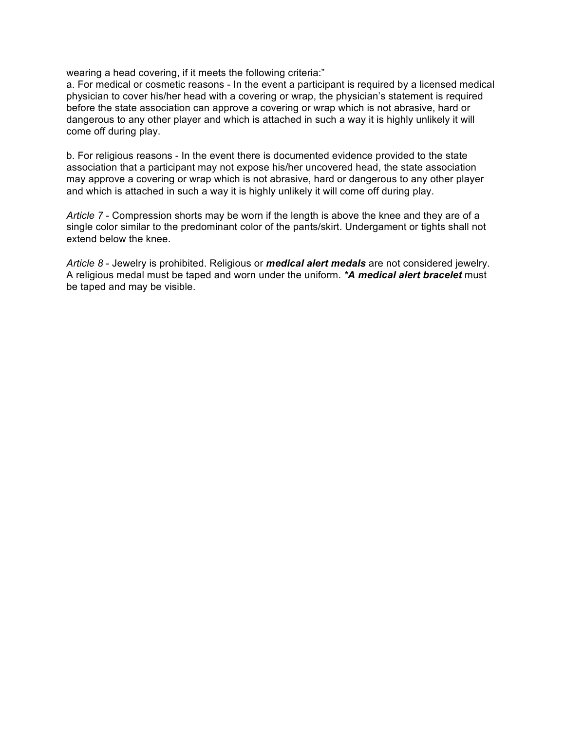wearing a head covering, if it meets the following criteria:"

a. For medical or cosmetic reasons - In the event a participant is required by a licensed medical physician to cover his/her head with a covering or wrap, the physician's statement is required before the state association can approve a covering or wrap which is not abrasive, hard or dangerous to any other player and which is attached in such a way it is highly unlikely it will come off during play.

b. For religious reasons - In the event there is documented evidence provided to the state association that a participant may not expose his/her uncovered head, the state association may approve a covering or wrap which is not abrasive, hard or dangerous to any other player and which is attached in such a way it is highly unlikely it will come off during play.

*Article 7* - Compression shorts may be worn if the length is above the knee and they are of a single color similar to the predominant color of the pants/skirt. Undergament or tights shall not extend below the knee.

*Article 8* - Jewelry is prohibited. Religious or ***medical alert medals*** are not considered jewelry. A religious medal must be taped and worn under the uniform. ***\*A medical alert bracelet*** must be taped and may be visible.